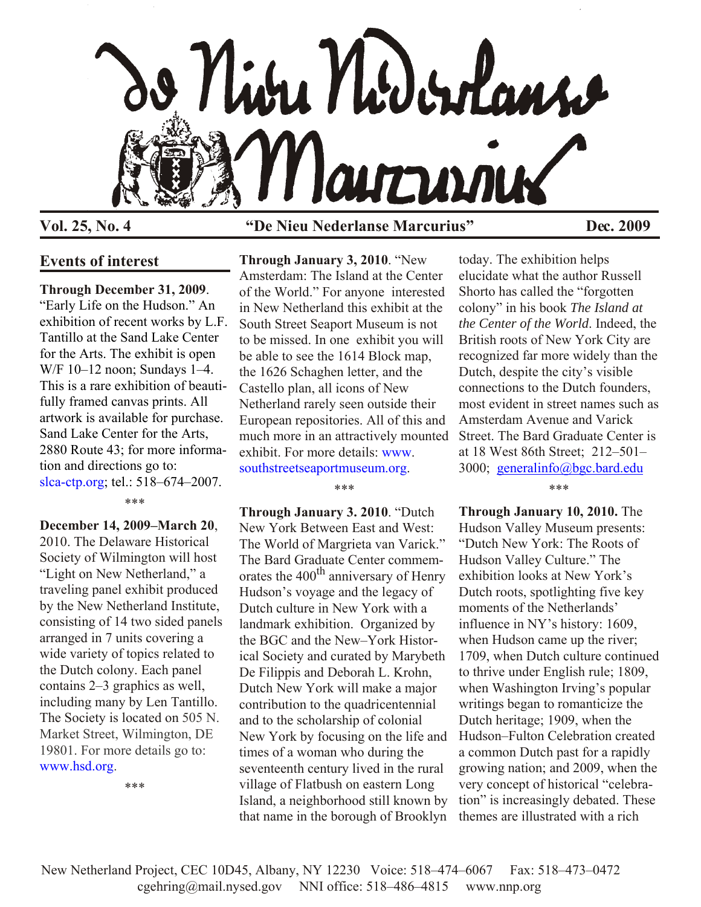# De Nieu Nederlanse Marcurius

**Vol. 25, No. 4** **"De Nieu Nederlanse Marcurius"** **Dec. 2009**

## Events of interest

**Through December 31, 2009**. "Early Life on the Hudson." An exhibition of recent works by L.F. Tantillo at the Sand Lake Center for the Arts. The exhibit is open W/F 10–12 noon; Sundays 1–4. This is a rare exhibition of beautifully framed canvas prints. All artwork is available for purchase. Sand Lake Center for the Arts, 2880 Route 43; for more information and directions go to: slca-ctp.org; tel.: 518–674–2007.

\*\*\*

**December 14, 2009–March 20**, 2010. The Delaware Historical Society of Wilmington will host "Light on New Netherland," a traveling panel exhibit produced by the New Netherland Institute, consisting of 14 two sided panels arranged in 7 units covering a wide variety of topics related to the Dutch colony. Each panel contains 2–3 graphics as well, including many by Len Tantillo. The Society is located on 505 N. Market Street, Wilmington, DE 19801. For more details go to: www.hsd.org.

\*\*\*

**Through January 3, 2010**. "New Amsterdam: The Island at the Center of the World." For anyone interested in New Netherland this exhibit at the South Street Seaport Museum is not to be missed. In one exhibit you will be able to see the 1614 Block map, the 1626 Schaghen letter, and the Castello plan, all icons of New Netherland rarely seen outside their European repositories. All of this and much more in an attractively mounted exhibit. For more details: www.southstreetseaportmuseum.org.

\*\*\*

**Through January 3. 2010**. "Dutch New York Between East and West: The World of Margrieta van Varick." The Bard Graduate Center commemorates the 400th anniversary of Henry Hudson's voyage and the legacy of Dutch culture in New York with a landmark exhibition. Organized by the BGC and the New–York Historical Society and curated by Marybeth De Filippis and Deborah L. Krohn, Dutch New York will make a major contribution to the quadricentennial and to the scholarship of colonial New York by focusing on the life and times of a woman who during the seventeenth century lived in the rural village of Flatbush on eastern Long Island, a neighborhood still known by that name in the borough of Brooklyn today. The exhibition helps elucidate what the author Russell Shorto has called the "forgotten colony" in his book *The Island at the Center of the World*. Indeed, the British roots of New York City are recognized far more widely than the Dutch, despite the city's visible connections to the Dutch founders, most evident in street names such as Amsterdam Avenue and Varick Street. The Bard Graduate Center is at 18 West 86th Street; 212–501–3000; generalinfo@bgc.bard.edu

\*\*\*

**Through January 10, 2010.** The Hudson Valley Museum presents: "Dutch New York: The Roots of Hudson Valley Culture." The exhibition looks at New York's Dutch roots, spotlighting five key moments of the Netherlands' influence in NY's history: 1609, when Hudson came up the river; 1709, when Dutch culture continued to thrive under English rule; 1809, when Washington Irving's popular writings began to romanticize the Dutch heritage; 1909, when the Hudson–Fulton Celebration created a common Dutch past for a rapidly growing nation; and 2009, when the very concept of historical "celebration" is increasingly debated. These themes are illustrated with a rich

New Netherland Project, CEC 10D45, Albany, NY 12230 Voice: 518–474–6067 Fax: 518–473–0472
cgehring@mail.nysed.gov NNI office: 518–486–4815 www.nnp.org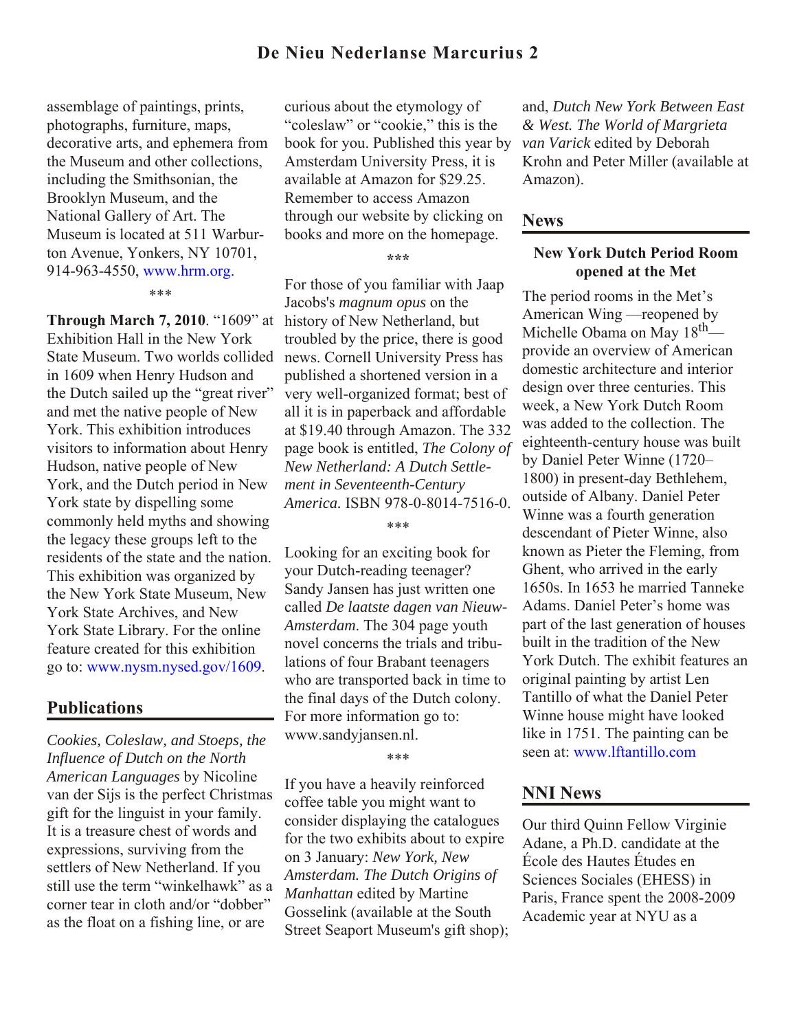assemblage of paintings, prints, photographs, furniture, maps, decorative arts, and ephemera from the Museum and other collections, including the Smithsonian, the Brooklyn Museum, and the National Gallery of Art. The Museum is located at 511 Warburton Avenue, Yonkers, NY 10701, 914-963-4550, www.hrm.org.

\*\*\*

**Through March 7, 2010**. "1609" at Exhibition Hall in the New York State Museum. Two worlds collided in 1609 when Henry Hudson and the Dutch sailed up the "great river" and met the native people of New York. This exhibition introduces visitors to information about Henry Hudson, native people of New York, and the Dutch period in New York state by dispelling some commonly held myths and showing the legacy these groups left to the residents of the state and the nation. This exhibition was organized by the New York State Museum, New York State Archives, and New York State Library. For the online feature created for this exhibition go to: www.nysm.nysed.gov/1609.

## Publications

*Cookies, Coleslaw, and Stoeps, the Influence of Dutch on the North American Languages* by Nicoline van der Sijs is the perfect Christmas gift for the linguist in your family. It is a treasure chest of words and expressions, surviving from the settlers of New Netherland. If you still use the term "winkelhawk" as a corner tear in cloth and/or "dobber" as the float on a fishing line, or are curious about the etymology of "coleslaw" or "cookie," this is the book for you. Published this year by Amsterdam University Press, it is available at Amazon for $29.25. Remember to access Amazon through our website by clicking on books and more on the homepage.

\*\*\*

For those of you familiar with Jaap Jacobs's *magnum opus* on the history of New Netherland, but troubled by the price, there is good news. Cornell University Press has published a shortened version in a very well-organized format; best of all it is in paperback and affordable at $19.40 through Amazon. The 332 page book is entitled, *The Colony of New Netherland: A Dutch Settlement in Seventeenth-Century America.* ISBN 978-0-8014-7516-0.

\*\*\*

Looking for an exciting book for your Dutch-reading teenager? Sandy Jansen has just written one called *De laatste dagen van Nieuw-Amsterdam*. The 304 page youth novel concerns the trials and tribulations of four Brabant teenagers who are transported back in time to the final days of the Dutch colony. For more information go to: www.sandyjansen.nl.

\*\*\*

If you have a heavily reinforced coffee table you might want to consider displaying the catalogues for the two exhibits about to expire on 3 January: *New York, New Amsterdam. The Dutch Origins of Manhattan* edited by Martine Gosselink (available at the South Street Seaport Museum's gift shop); and, *Dutch New York Between East & West. The World of Margrieta van Varick* edited by Deborah Krohn and Peter Miller (available at Amazon).

## News

### New York Dutch Period Room opened at the Met

The period rooms in the Met's American Wing —reopened by Michelle Obama on May 18th— provide an overview of American domestic architecture and interior design over three centuries. This week, a New York Dutch Room was added to the collection. The eighteenth-century house was built by Daniel Peter Winne (1720–1800) in present-day Bethlehem, outside of Albany. Daniel Peter Winne was a fourth generation descendant of Pieter Winne, also known as Pieter the Fleming, from Ghent, who arrived in the early 1650s. In 1653 he married Tanneke Adams. Daniel Peter's home was part of the last generation of houses built in the tradition of the New York Dutch. The exhibit features an original painting by artist Len Tantillo of what the Daniel Peter Winne house might have looked like in 1751. The painting can be seen at: www.lftantillo.com

## NNI News

Our third Quinn Fellow Virginie Adane, a Ph.D. candidate at the École des Hautes Études en Sciences Sociales (EHESS) in Paris, France spent the 2008-2009 Academic year at NYU as a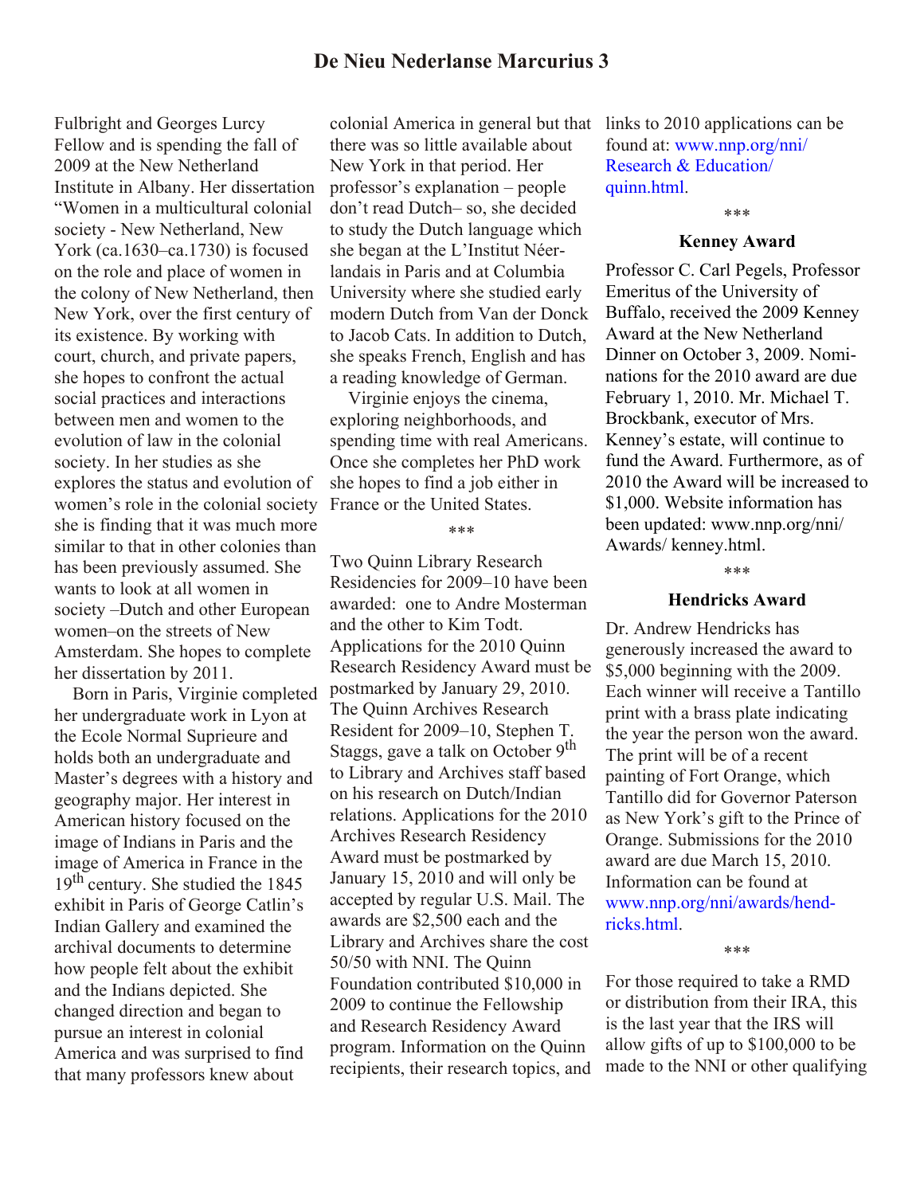Fulbright and Georges Lurcy Fellow and is spending the fall of 2009 at the New Netherland Institute in Albany. Her dissertation "Women in a multicultural colonial society - New Netherland, New York (ca.1630–ca.1730) is focused on the role and place of women in the colony of New Netherland, then New York, over the first century of its existence. By working with court, church, and private papers, she hopes to confront the actual social practices and interactions between men and women to the evolution of law in the colonial society. In her studies as she explores the status and evolution of women's role in the colonial society she is finding that it was much more similar to that in other colonies than has been previously assumed. She wants to look at all women in society –Dutch and other European women–on the streets of New Amsterdam. She hopes to complete her dissertation by 2011.

Born in Paris, Virginie completed her undergraduate work in Lyon at the Ecole Normal Suprieure and holds both an undergraduate and Master's degrees with a history and geography major. Her interest in American history focused on the image of Indians in Paris and the image of America in France in the 19th century. She studied the 1845 exhibit in Paris of George Catlin's Indian Gallery and examined the archival documents to determine how people felt about the exhibit and the Indians depicted. She changed direction and began to pursue an interest in colonial America and was surprised to find that many professors knew about colonial America in general but that there was so little available about New York in that period. Her professor's explanation – people don't read Dutch– so, she decided to study the Dutch language which she began at the L'Institut Néerlandais in Paris and at Columbia University where she studied early modern Dutch from Van der Donck to Jacob Cats. In addition to Dutch, she speaks French, English and has a reading knowledge of German.

Virginie enjoys the cinema, exploring neighborhoods, and spending time with real Americans. Once she completes her PhD work she hopes to find a job either in France or the United States.

\*\*\*

Two Quinn Library Research Residencies for 2009–10 have been awarded: one to Andre Mosterman and the other to Kim Todt. Applications for the 2010 Quinn Research Residency Award must be postmarked by January 29, 2010. The Quinn Archives Research Resident for 2009–10, Stephen T. Staggs, gave a talk on October 9th to Library and Archives staff based on his research on Dutch/Indian relations. Applications for the 2010 Archives Research Residency Award must be postmarked by January 15, 2010 and will only be accepted by regular U.S. Mail. The awards are $2,500 each and the Library and Archives share the cost 50/50 with NNI. The Quinn Foundation contributed $10,000 in 2009 to continue the Fellowship and Research Residency Award program. Information on the Quinn recipients, their research topics, and links to 2010 applications can be found at: www.nnp.org/nni/ Research & Education/ quinn.html.

\*\*\*

### Kenney Award

Professor C. Carl Pegels, Professor Emeritus of the University of Buffalo, received the 2009 Kenney Award at the New Netherland Dinner on October 3, 2009. Nominations for the 2010 award are due February 1, 2010. Mr. Michael T. Brockbank, executor of Mrs. Kenney's estate, will continue to fund the Award. Furthermore, as of 2010 the Award will be increased to $1,000. Website information has been updated: www.nnp.org/nni/ Awards/ kenney.html.

\*\*\*

### Hendricks Award

Dr. Andrew Hendricks has generously increased the award to $5,000 beginning with the 2009. Each winner will receive a Tantillo print with a brass plate indicating the year the person won the award. The print will be of a recent painting of Fort Orange, which Tantillo did for Governor Paterson as New York's gift to the Prince of Orange. Submissions for the 2010 award are due March 15, 2010. Information can be found at www.nnp.org/nni/awards/hendricks.html.

\*\*\*

For those required to take a RMD or distribution from their IRA, this is the last year that the IRS will allow gifts of up to $100,000 to be made to the NNI or other qualifying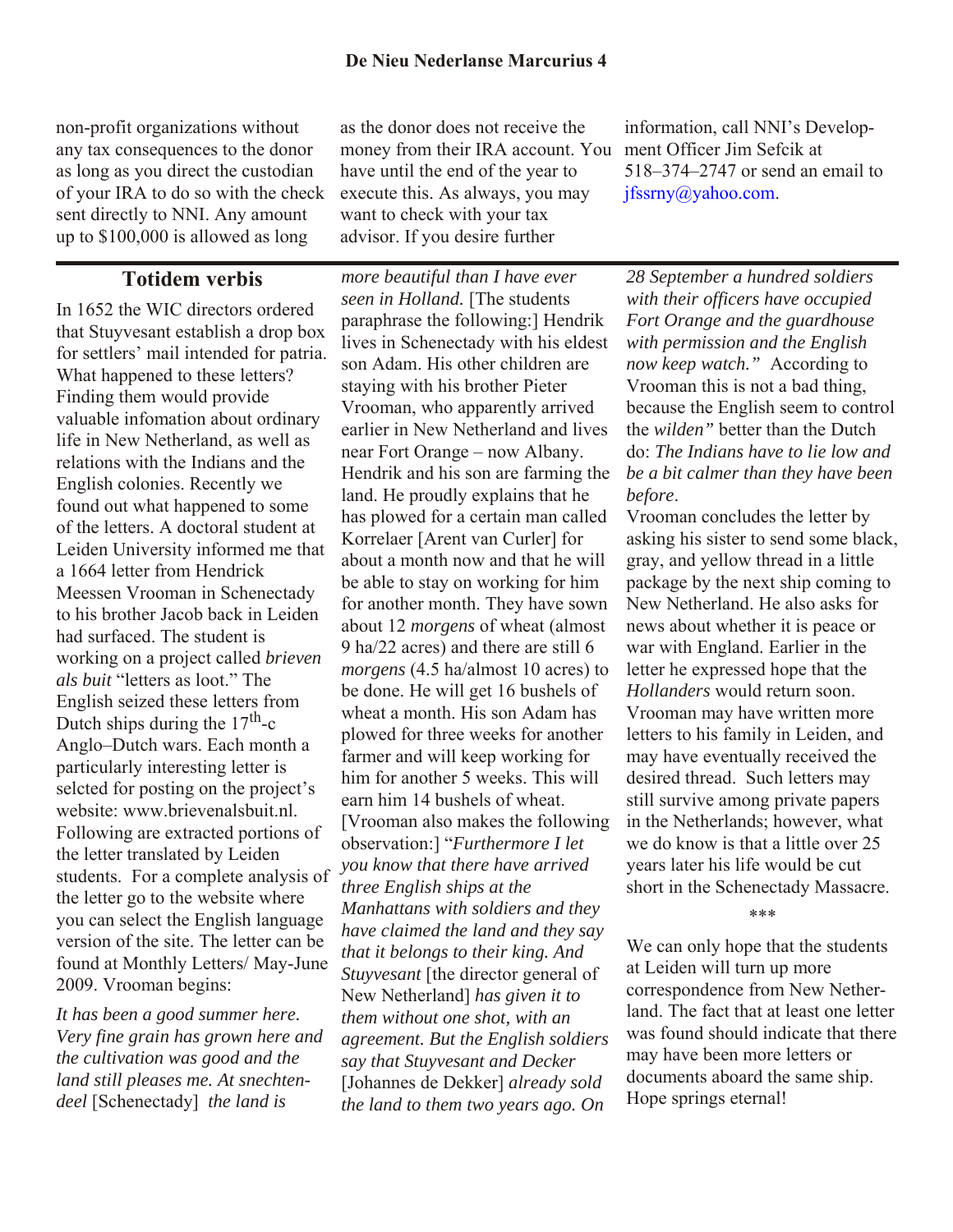non-profit organizations without any tax consequences to the donor as long as you direct the custodian of your IRA to do so with the check sent directly to NNI. Any amount up to $100,000 is allowed as long as the donor does not receive the money from their IRA account. You have until the end of the year to execute this. As always, you may want to check with your tax advisor. If you desire further information, call NNI's Development Officer Jim Sefcik at 518–374–2747 or send an email to jfssrny@yahoo.com.

## Totidem verbis

In 1652 the WIC directors ordered that Stuyvesant establish a drop box for settlers' mail intended for patria. What happened to these letters? Finding them would provide valuable infomation about ordinary life in New Netherland, as well as relations with the Indians and the English colonies. Recently we found out what happened to some of the letters. A doctoral student at Leiden University informed me that a 1664 letter from Hendrick Meessen Vrooman in Schenectady to his brother Jacob back in Leiden had surfaced. The student is working on a project called *brieven als buit* "letters as loot." The English seized these letters from Dutch ships during the 17th-c Anglo–Dutch wars. Each month a particularly interesting letter is selcted for posting on the project's website: www.brievenalsbuit.nl. Following are extracted portions of the letter translated by Leiden students. For a complete analysis of the letter go to the website where you can select the English language version of the site. The letter can be found at Monthly Letters/ May-June 2009. Vrooman begins:

*It has been a good summer here. Very fine grain has grown here and the cultivation was good and the land still pleases me. At snechtendeel* [Schenectady] *the land is more beautiful than I have ever seen in Holland.* [The students paraphrase the following:] Hendrik lives in Schenectady with his eldest son Adam. His other children are staying with his brother Pieter Vrooman, who apparently arrived earlier in New Netherland and lives near Fort Orange – now Albany. Hendrik and his son are farming the land. He proudly explains that he has plowed for a certain man called Korrelaer [Arent van Curler] for about a month now and that he will be able to stay on working for him for another month. They have sown about 12 *morgens* of wheat (almost 9 ha/22 acres) and there are still 6 *morgens* (4.5 ha/almost 10 acres) to be done. He will get 16 bushels of wheat a month. His son Adam has plowed for three weeks for another farmer and will keep working for him for another 5 weeks. This will earn him 14 bushels of wheat. [Vrooman also makes the following observation:] "*Furthermore I let you know that there have arrived three English ships at the Manhattans with soldiers and they have claimed the land and they say that it belongs to their king. And Stuyvesant* [the director general of New Netherland] *has given it to them without one shot, with an agreement. But the English soldiers say that Stuyvesant and Decker* [Johannes de Dekker] *already sold the land to them two years ago. On 28 September a hundred soldiers with their officers have occupied Fort Orange and the guardhouse with permission and the English now keep watch."* According to Vrooman this is not a bad thing, because the English seem to control the *wilden"* better than the Dutch do: *The Indians have to lie low and be a bit calmer than they have been before*.

Vrooman concludes the letter by asking his sister to send some black, gray, and yellow thread in a little package by the next ship coming to New Netherland. He also asks for news about whether it is peace or war with England. Earlier in the letter he expressed hope that the *Hollanders* would return soon. Vrooman may have written more letters to his family in Leiden, and may have eventually received the desired thread. Such letters may still survive among private papers in the Netherlands; however, what we do know is that a little over 25 years later his life would be cut short in the Schenectady Massacre.

\*\*\*

We can only hope that the students at Leiden will turn up more correspondence from New Netherland. The fact that at least one letter was found should indicate that there may have been more letters or documents aboard the same ship. Hope springs eternal!